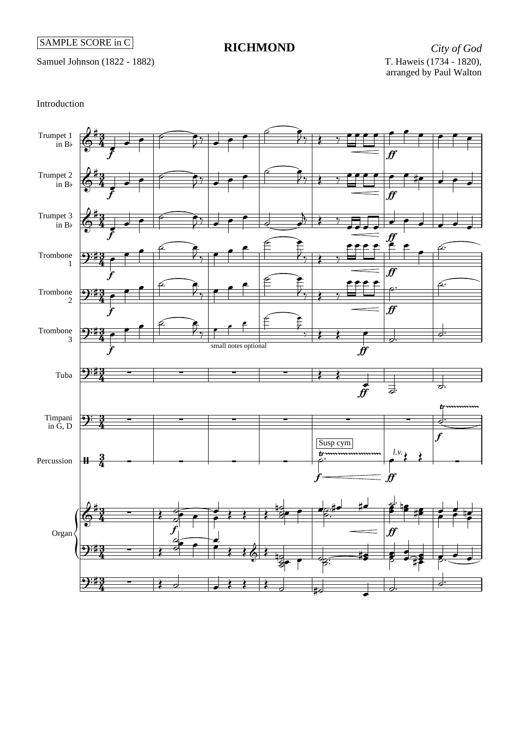SAMPLE SCORE in C

# RICHMOND

*City of God*

Samuel Johnson (1822 - 1882)

T. Haweis (1734 - 1820),
arranged by Paul Walton

Introduction

Trumpet 1 in B♭

Trumpet 2 in B♭

Trumpet 3 in B♭

Trombone 1

Trombone 2

Trombone 3

small notes optional

Tuba

Timpani in G, D

Percussion

Susp cym

*l.v.*

Organ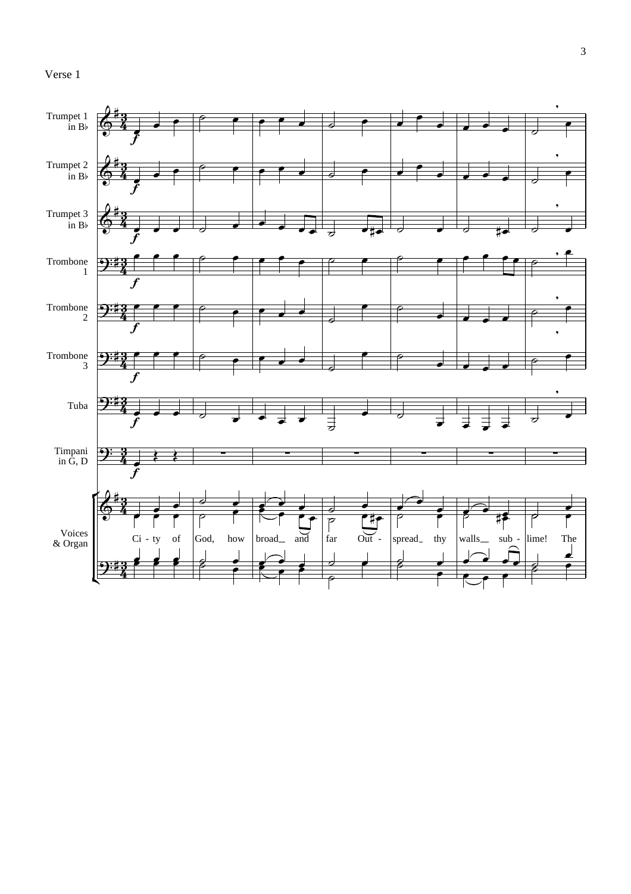Verse 1

Trumpet 1 in B♭

Trumpet 2 in B♭

Trumpet 3 in B♭

Trombone 1

Trombone 2

Trombone 3

Tuba

Timpani in G, D

Voices & Organ

Ci - ty of God, how broad_ and far Out - spread_ thy walls_ sub - lime! The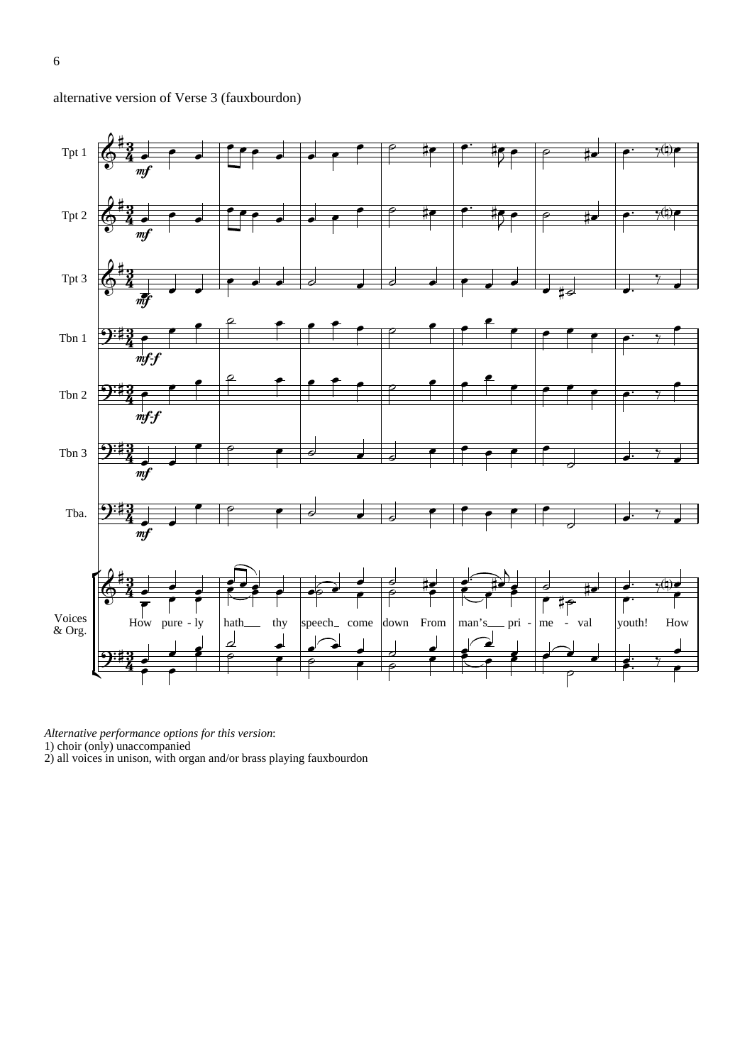alternative version of Verse 3 (fauxbourdon)

*Alternative performance options for this version*:
1) choir (only) unaccompanied
2) all voices in unison, with organ and/or brass playing fauxbourdon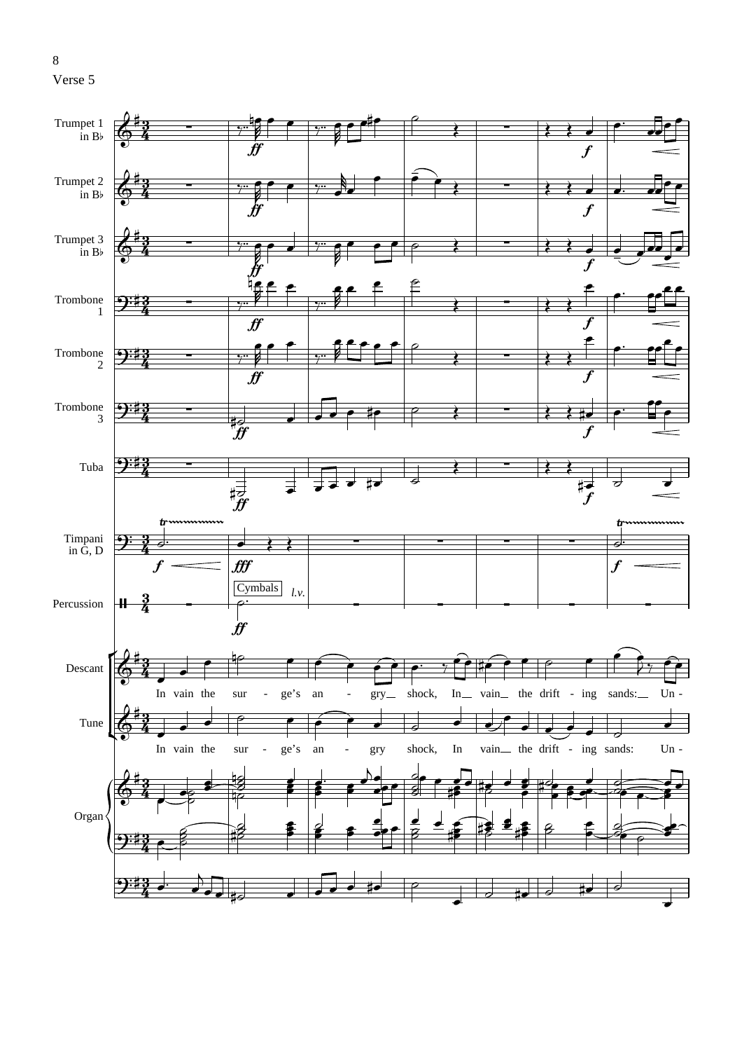Verse 5

Trumpet 1 in B♭

Trumpet 2 in B♭

Trumpet 3 in B♭

Trombone 1

Trombone 2

Trombone 3

Tuba

Timpani in G, D

Percussion

Cymbals *l.v.*

Descant

In vain the sur - ge's an - gry shock, In vain the drift - ing sands: Un -

Tune

In vain the sur - ge's an - gry shock, In vain the drift - ing sands: Un -

Organ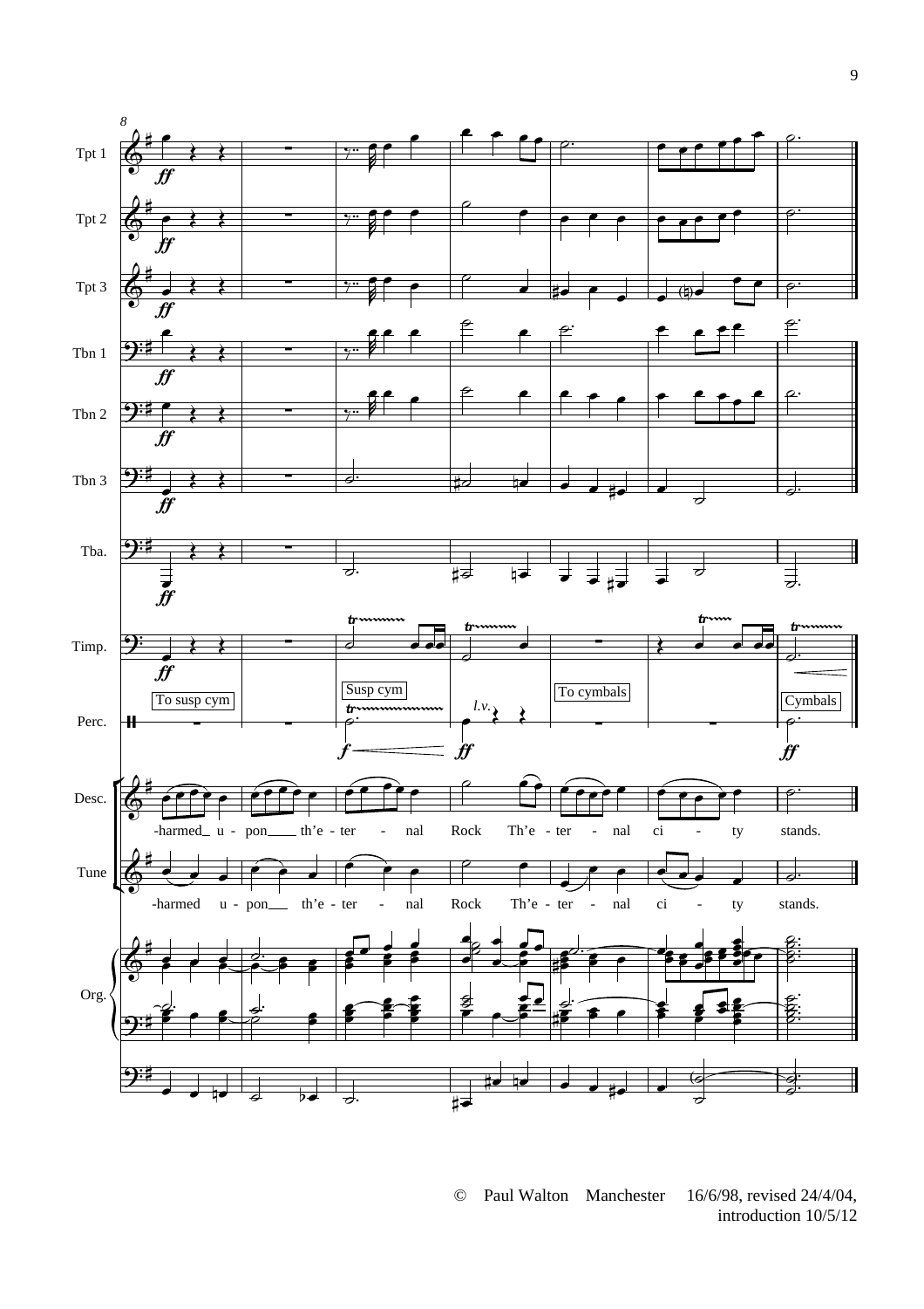Tpt 1

Tpt 2

Tpt 3

Tbn 1

Tbn 2

Tbn 3

Tba.

Timp.

Perc.

To susp cym

Susp cym

l.v.

To cymbals

Cymbals

Desc.

-harmed_ u - pon____ th'e - ter - nal Rock Th'e - ter - nal ci - ty stands.

Tune

-harmed u - pon___ th'e - ter - nal Rock Th'e - ter - nal ci - ty stands.

Org.

© Paul Walton Manchester 16/6/98, revised 24/4/04, introduction 10/5/12